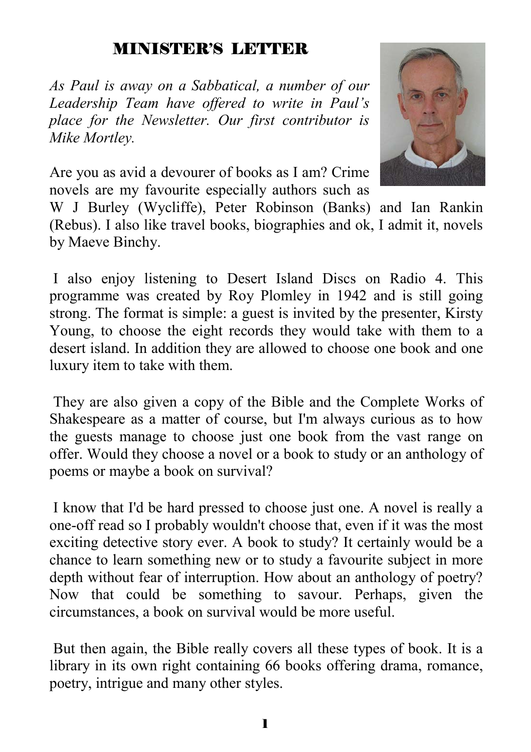# MINISTER'S LETTER

*As Paul is away on a Sabbatical, a number of our Leadership Team have offered to write in Paul's place for the Newsletter. Our first contributor is Mike Mortley.*

Are you as avid a devourer of books as I am? Crime novels are my favourite especially authors such as W J Burley (Wycliffe), Peter Robinson (Banks) and Ian Rankin (Rebus). I also like travel books, biographies and ok, I admit it, novels by Maeve Binchy.

I also enjoy listening to Desert Island Discs on Radio 4. This programme was created by Roy Plomley in 1942 and is still going strong. The format is simple: a guest is invited by the presenter, Kirsty Young, to choose the eight records they would take with them to a desert island. In addition they are allowed to choose one book and one luxury item to take with them.

They are also given a copy of the Bible and the Complete Works of Shakespeare as a matter of course, but I'm always curious as to how the guests manage to choose just one book from the vast range on offer. Would they choose a novel or a book to study or an anthology of poems or maybe a book on survival?

I know that I'd be hard pressed to choose just one. A novel is really a one-off read so I probably wouldn't choose that, even if it was the most exciting detective story ever. A book to study? It certainly would be a chance to learn something new or to study a favourite subject in more depth without fear of interruption. How about an anthology of poetry? Now that could be something to savour. Perhaps, given the circumstances, a book on survival would be more useful.

But then again, the Bible really covers all these types of book. It is a library in its own right containing 66 books offering drama, romance, poetry, intrigue and many other styles.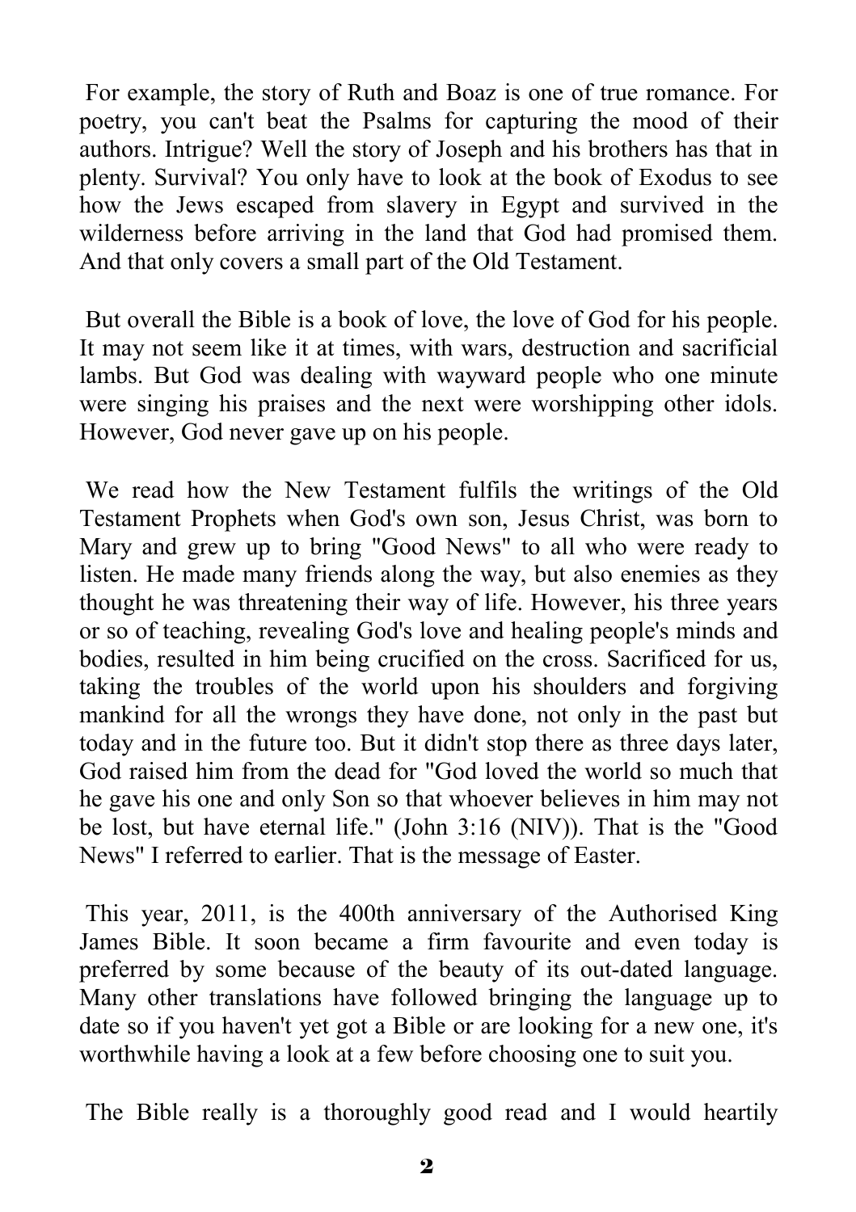For example, the story of Ruth and Boaz is one of true romance. For poetry, you can't beat the Psalms for capturing the mood of their authors. Intrigue? Well the story of Joseph and his brothers has that in plenty. Survival? You only have to look at the book of Exodus to see how the Jews escaped from slavery in Egypt and survived in the wilderness before arriving in the land that God had promised them. And that only covers a small part of the Old Testament.

But overall the Bible is a book of love, the love of God for his people. It may not seem like it at times, with wars, destruction and sacrificial lambs. But God was dealing with wayward people who one minute were singing his praises and the next were worshipping other idols. However, God never gave up on his people.

We read how the New Testament fulfils the writings of the Old Testament Prophets when God's own son, Jesus Christ, was born to Mary and grew up to bring "Good News" to all who were ready to listen. He made many friends along the way, but also enemies as they thought he was threatening their way of life. However, his three years or so of teaching, revealing God's love and healing people's minds and bodies, resulted in him being crucified on the cross. Sacrificed for us, taking the troubles of the world upon his shoulders and forgiving mankind for all the wrongs they have done, not only in the past but today and in the future too. But it didn't stop there as three days later, God raised him from the dead for "God loved the world so much that he gave his one and only Son so that whoever believes in him may not be lost, but have eternal life." (John 3:16 (NIV)). That is the "Good News" I referred to earlier. That is the message of Easter.

This year, 2011, is the 400th anniversary of the Authorised King James Bible. It soon became a firm favourite and even today is preferred by some because of the beauty of its out-dated language. Many other translations have followed bringing the language up to date so if you haven't yet got a Bible or are looking for a new one, it's worthwhile having a look at a few before choosing one to suit you.

The Bible really is a thoroughly good read and I would heartily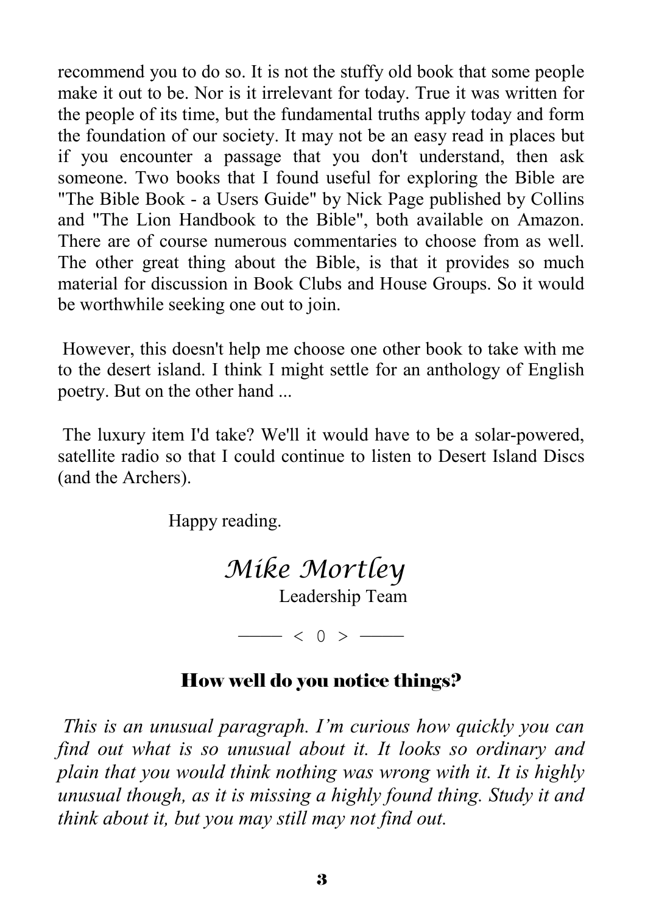recommend you to do so. It is not the stuffy old book that some people make it out to be. Nor is it irrelevant for today. True it was written for the people of its time, but the fundamental truths apply today and form the foundation of our society. It may not be an easy read in places but if you encounter a passage that you don't understand, then ask someone. Two books that I found useful for exploring the Bible are "The Bible Book - a Users Guide" by Nick Page published by Collins and "The Lion Handbook to the Bible", both available on Amazon. There are of course numerous commentaries to choose from as well. The other great thing about the Bible, is that it provides so much material for discussion in Book Clubs and House Groups. So it would be worthwhile seeking one out to join.

However, this doesn't help me choose one other book to take with me to the desert island. I think I might settle for an anthology of English poetry. But on the other hand ...

The luxury item I'd take? We'll it would have to be a solar-powered, satellite radio so that I could continue to listen to Desert Island Discs (and the Archers).

Happy reading.

*Mike Mortley*
Leadership Team

——— < 0 > ———

## How well do you notice things?

*This is an unusual paragraph. I'm curious how quickly you can find out what is so unusual about it. It looks so ordinary and plain that you would think nothing was wrong with it. It is highly unusual though, as it is missing a highly found thing. Study it and think about it, but you may still may not find out.*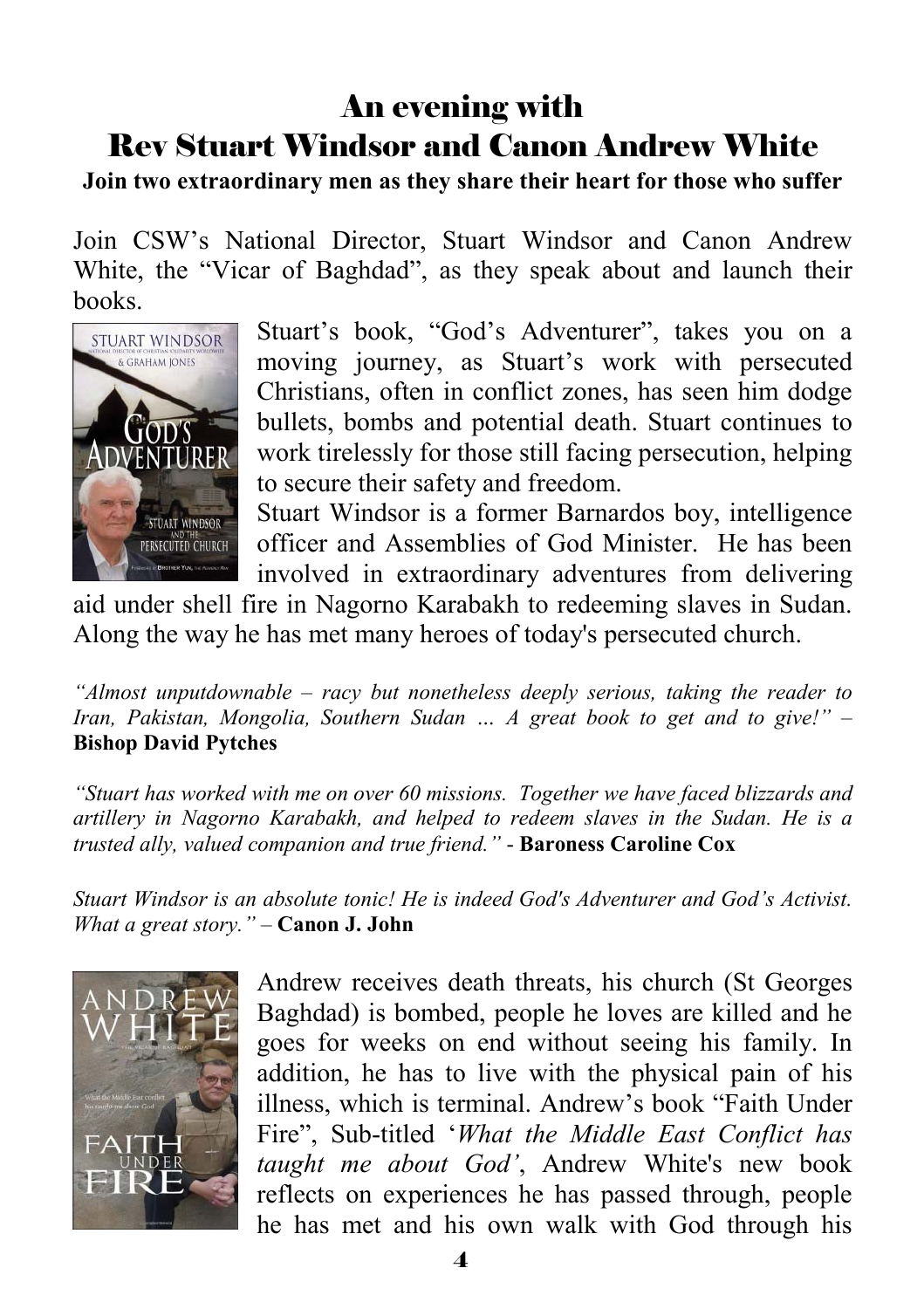# An evening with
# Rev Stuart Windsor and Canon Andrew White

**Join two extraordinary men as they share their heart for those who suffer**

Join CSW's National Director, Stuart Windsor and Canon Andrew White, the "Vicar of Baghdad", as they speak about and launch their books.

Stuart's book, "God's Adventurer", takes you on a moving journey, as Stuart's work with persecuted Christians, often in conflict zones, has seen him dodge bullets, bombs and potential death. Stuart continues to work tirelessly for those still facing persecution, helping to secure their safety and freedom.

Stuart Windsor is a former Barnardos boy, intelligence officer and Assemblies of God Minister. He has been involved in extraordinary adventures from delivering aid under shell fire in Nagorno Karabakh to redeeming slaves in Sudan. Along the way he has met many heroes of today's persecuted church.

*"Almost unputdownable – racy but nonetheless deeply serious, taking the reader to Iran, Pakistan, Mongolia, Southern Sudan … A great book to get and to give!"* – **Bishop David Pytches**

*"Stuart has worked with me on over 60 missions. Together we have faced blizzards and artillery in Nagorno Karabakh, and helped to redeem slaves in the Sudan. He is a trusted ally, valued companion and true friend."* - **Baroness Caroline Cox**

*Stuart Windsor is an absolute tonic! He is indeed God's Adventurer and God's Activist. What a great story."* – **Canon J. John**

Andrew receives death threats, his church (St Georges Baghdad) is bombed, people he loves are killed and he goes for weeks on end without seeing his family. In addition, he has to live with the physical pain of his illness, which is terminal. Andrew's book "Faith Under Fire", Sub-titled '*What the Middle East Conflict has taught me about God'*, Andrew White's new book reflects on experiences he has passed through, people he has met and his own walk with God through his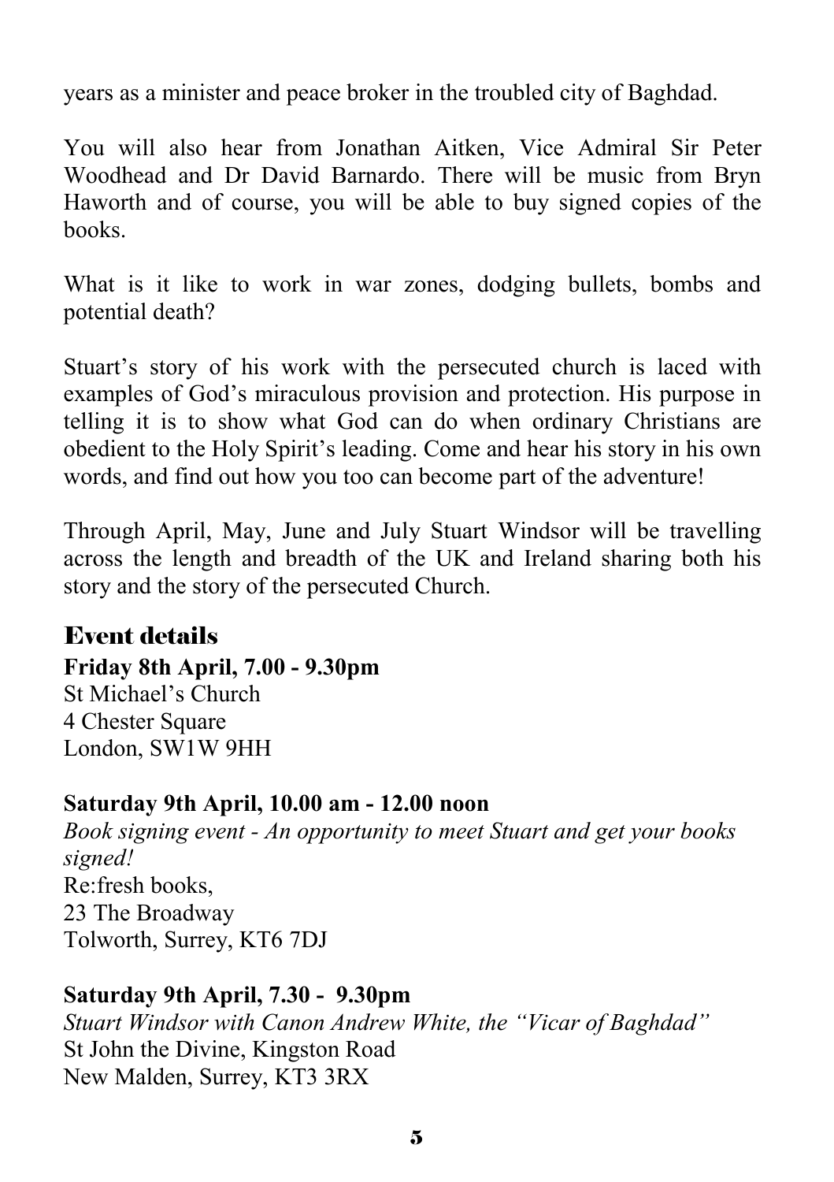years as a minister and peace broker in the troubled city of Baghdad.

You will also hear from Jonathan Aitken, Vice Admiral Sir Peter Woodhead and Dr David Barnardo. There will be music from Bryn Haworth and of course, you will be able to buy signed copies of the books.

What is it like to work in war zones, dodging bullets, bombs and potential death?

Stuart's story of his work with the persecuted church is laced with examples of God's miraculous provision and protection. His purpose in telling it is to show what God can do when ordinary Christians are obedient to the Holy Spirit's leading. Come and hear his story in his own words, and find out how you too can become part of the adventure!

Through April, May, June and July Stuart Windsor will be travelling across the length and breadth of the UK and Ireland sharing both his story and the story of the persecuted Church.

## Event details

**Friday 8th April, 7.00 - 9.30pm**
St Michael's Church
4 Chester Square
London, SW1W 9HH

**Saturday 9th April, 10.00 am - 12.00 noon**
*Book signing event - An opportunity to meet Stuart and get your books signed!*
Re:fresh books,
23 The Broadway
Tolworth, Surrey, KT6 7DJ

**Saturday 9th April, 7.30 - 9.30pm**
*Stuart Windsor with Canon Andrew White, the "Vicar of Baghdad"*
St John the Divine, Kingston Road
New Malden, Surrey, KT3 3RX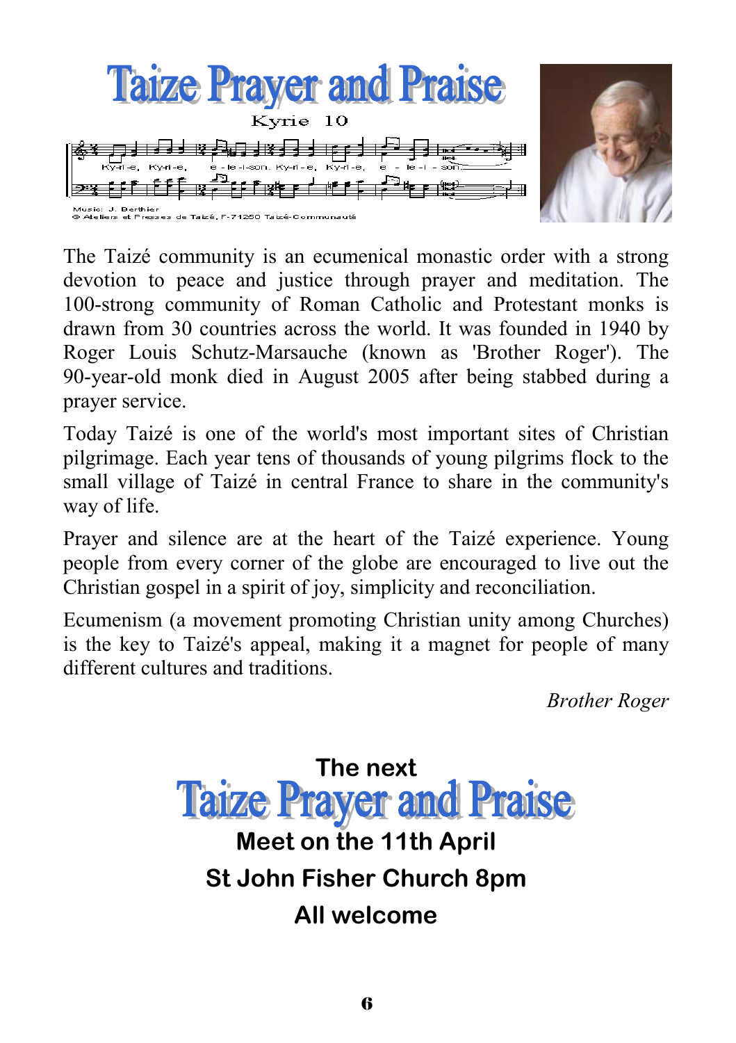# Taize Prayer and Praise

Kyrie 10

Ky-ri-e, Ky-ri-e, e-le-i-son. Ky-ri-e, Ky-ri-e, e - le-i - son.

Music: J. Berthier
© Ateliers et Presses de Taizé, F-71250 Taizé-Communauté

The Taizé community is an ecumenical monastic order with a strong devotion to peace and justice through prayer and meditation. The 100-strong community of Roman Catholic and Protestant monks is drawn from 30 countries across the world. It was founded in 1940 by Roger Louis Schutz-Marsauche (known as 'Brother Roger'). The 90-year-old monk died in August 2005 after being stabbed during a prayer service.

Today Taizé is one of the world's most important sites of Christian pilgrimage. Each year tens of thousands of young pilgrims flock to the small village of Taizé in central France to share in the community's way of life.

Prayer and silence are at the heart of the Taizé experience. Young people from every corner of the globe are encouraged to live out the Christian gospel in a spirit of joy, simplicity and reconciliation.

Ecumenism (a movement promoting Christian unity among Churches) is the key to Taizé's appeal, making it a magnet for people of many different cultures and traditions.

*Brother Roger*

**The next**

## Taize Prayer and Praise

**Meet on the 11th April**

**St John Fisher Church 8pm**

**All welcome**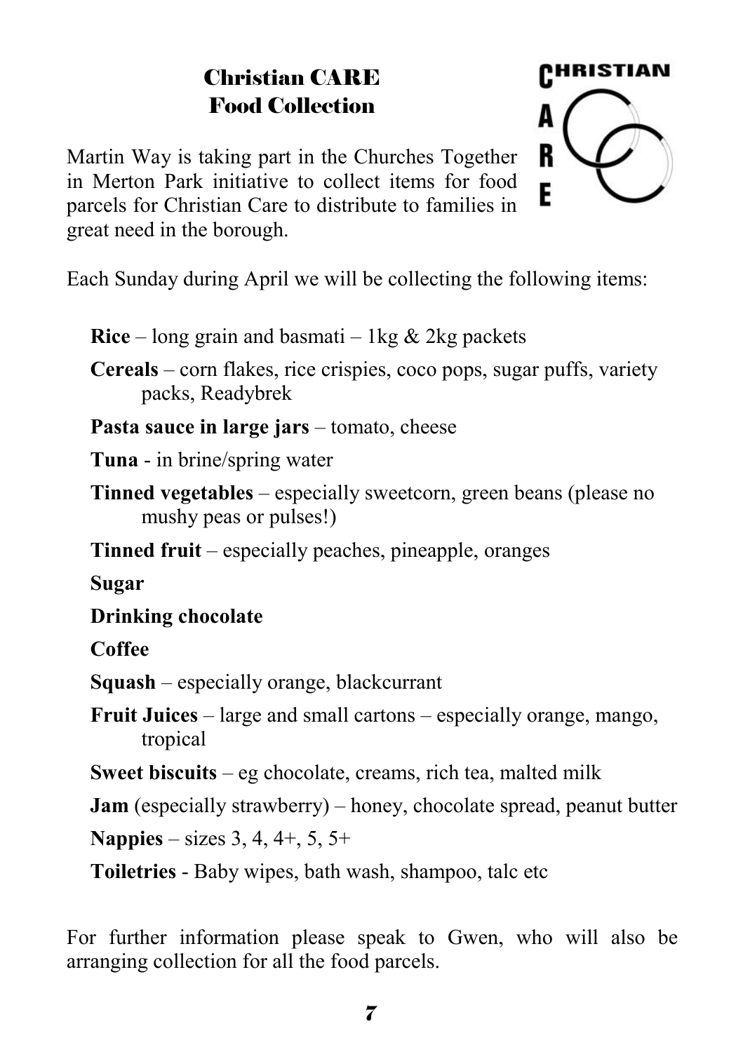## Christian CARE
## Food Collection

Martin Way is taking part in the Churches Together in Merton Park initiative to collect items for food parcels for Christian Care to distribute to families in great need in the borough.

Each Sunday during April we will be collecting the following items:

- **Rice** – long grain and basmati – 1kg & 2kg packets
- **Cereals** – corn flakes, rice crispies, coco pops, sugar puffs, variety packs, Readybrek
- **Pasta sauce in large jars** – tomato, cheese
- **Tuna** - in brine/spring water
- **Tinned vegetables** – especially sweetcorn, green beans (please no mushy peas or pulses!)
- **Tinned fruit** – especially peaches, pineapple, oranges
- **Sugar**
- **Drinking chocolate**
- **Coffee**
- **Squash** – especially orange, blackcurrant
- **Fruit Juices** – large and small cartons – especially orange, mango, tropical
- **Sweet biscuits** – eg chocolate, creams, rich tea, malted milk
- **Jam** (especially strawberry) – honey, chocolate spread, peanut butter
- **Nappies** – sizes 3, 4, 4+, 5, 5+
- **Toiletries** - Baby wipes, bath wash, shampoo, talc etc

For further information please speak to Gwen, who will also be arranging collection for all the food parcels.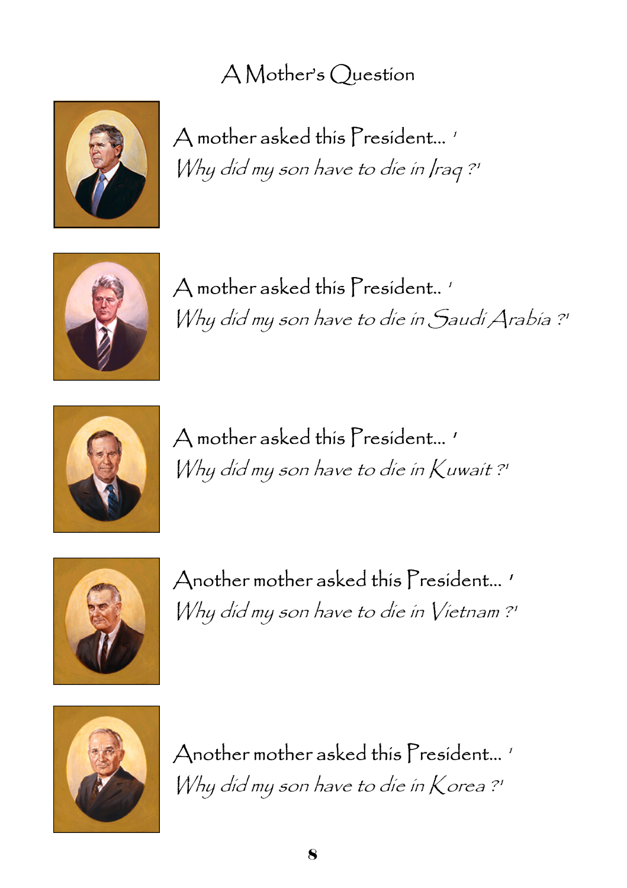# A Mother's Question

A mother asked this President... '
*Why did my son have to die in Iraq ?'*

A mother asked this President.. '
*Why did my son have to die in Saudi Arabia ?'*

A mother asked this President... '
*Why did my son have to die in Kuwait ?'*

Another mother asked this President... '
*Why did my son have to die in Vietnam ?'*

Another mother asked this President... '
*Why did my son have to die in Korea ?'*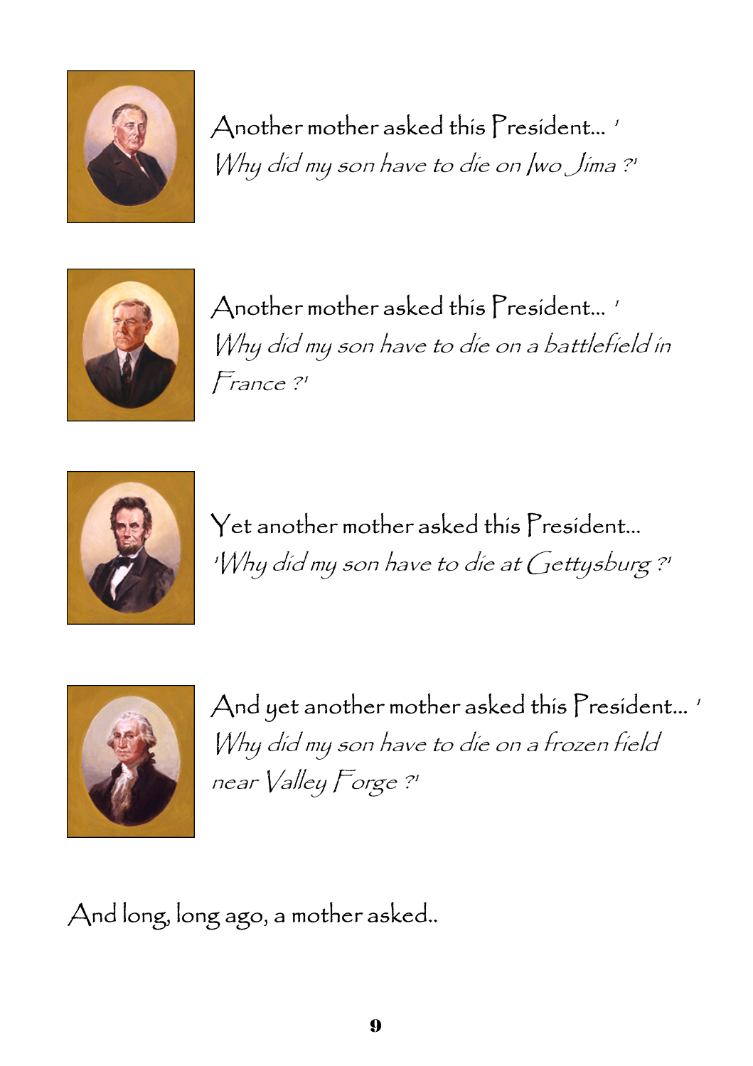Another mother asked this President... '*Why did my son have to die on Iwo Jima ?*'

Another mother asked this President... '*Why did my son have to die on a battlefield in France ?*'

Yet another mother asked this President... '*Why did my son have to die at Gettysburg ?*'

And yet another mother asked this President... '*Why did my son have to die on a frozen field near Valley Forge ?*'

And long, long ago, a mother asked..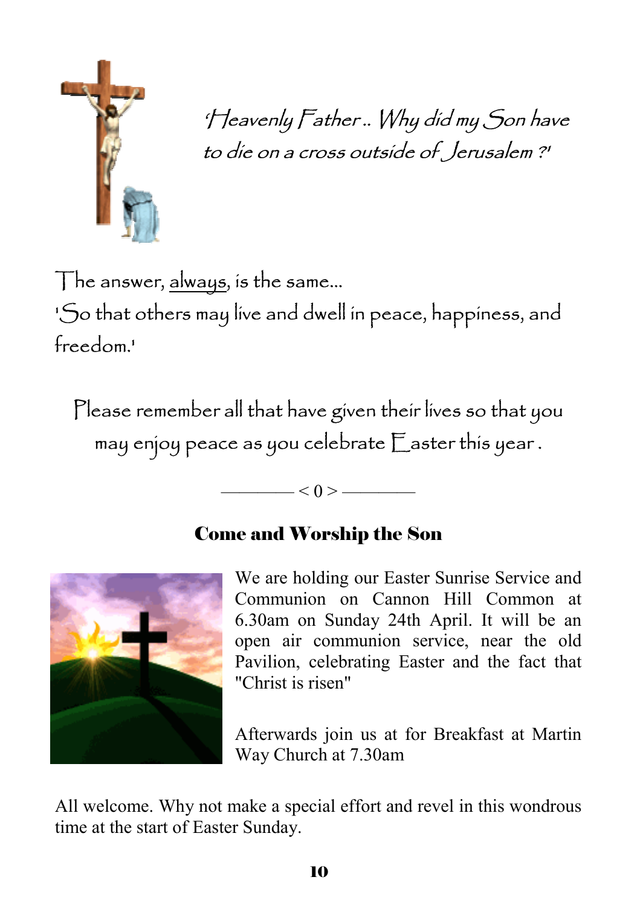*'Heavenly Father.. Why did my Son have to die on a cross outside of Jerusalem ?'*

The answer, always, is the same...
'So that others may live and dwell in peace, happiness, and freedom.'

Please remember all that have given their lives so that you may enjoy peace as you celebrate Easter this year .

———— < 0 > ————

## Come and Worship the Son

We are holding our Easter Sunrise Service and Communion on Cannon Hill Common at 6.30am on Sunday 24th April. It will be an open air communion service, near the old Pavilion, celebrating Easter and the fact that "Christ is risen"

Afterwards join us at for Breakfast at Martin Way Church at 7.30am

All welcome. Why not make a special effort and revel in this wondrous time at the start of Easter Sunday.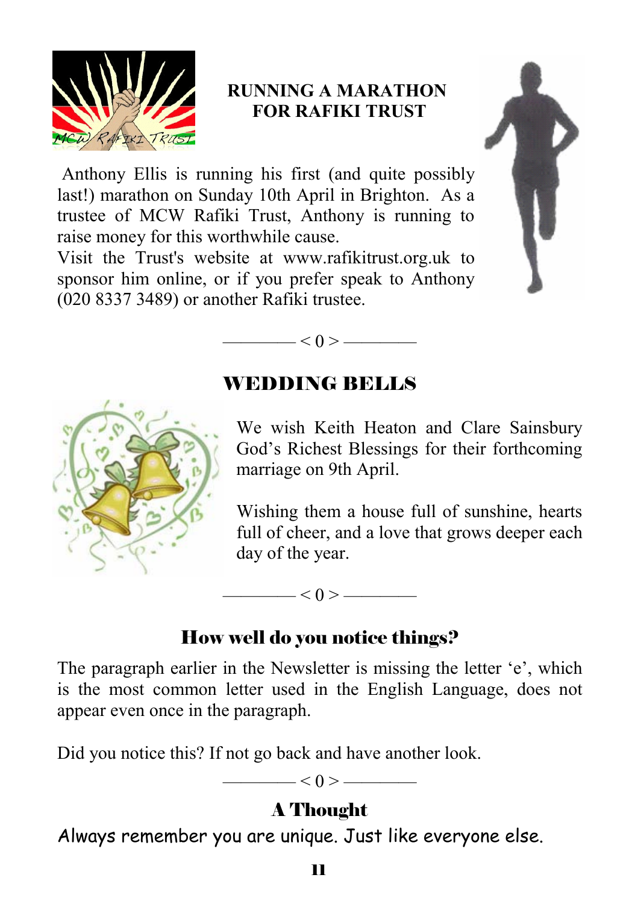## RUNNING A MARATHON FOR RAFIKI TRUST

Anthony Ellis is running his first (and quite possibly last!) marathon on Sunday 10th April in Brighton. As a trustee of MCW Rafiki Trust, Anthony is running to raise money for this worthwhile cause.

Visit the Trust's website at www.rafikitrust.org.uk to sponsor him online, or if you prefer speak to Anthony (020 8337 3489) or another Rafiki trustee.

———— < 0 > ————

## WEDDING BELLS

We wish Keith Heaton and Clare Sainsbury God's Richest Blessings for their forthcoming marriage on 9th April.

Wishing them a house full of sunshine, hearts full of cheer, and a love that grows deeper each day of the year.

———— < 0 > ————

## How well do you notice things?

The paragraph earlier in the Newsletter is missing the letter 'e', which is the most common letter used in the English Language, does not appear even once in the paragraph.

Did you notice this? If not go back and have another look.

———— < 0 > ————

## A Thought

Always remember you are unique. Just like everyone else.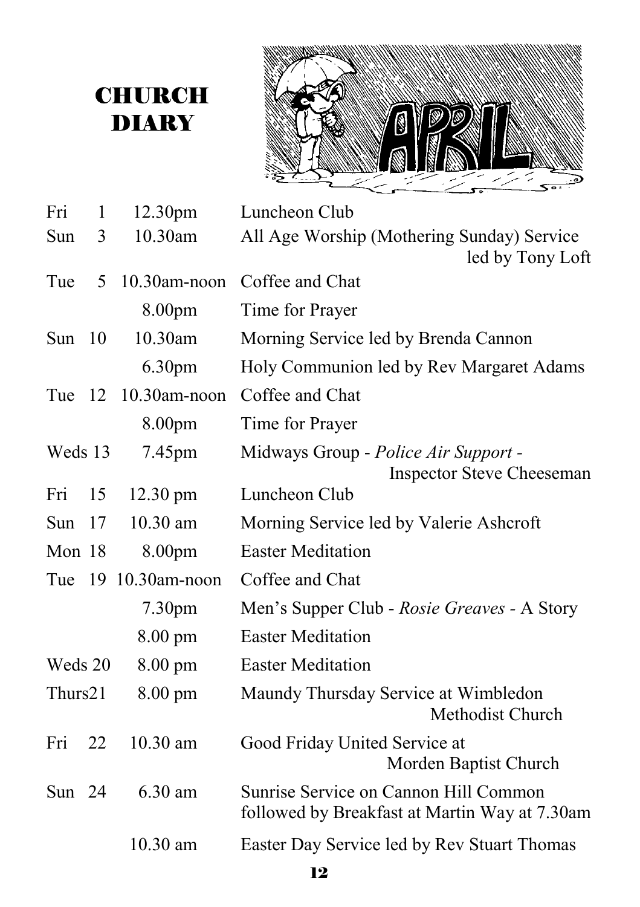# CHURCH DIARY

APRIL

| | | | |
|---|---|---|---|
| Fri | 1 | 12.30pm | Luncheon Club |
| Sun | 3 | 10.30am | All Age Worship (Mothering Sunday) Service led by Tony Loft |
| Tue | 5 | 10.30am-noon | Coffee and Chat |
| | | 8.00pm | Time for Prayer |
| Sun | 10 | 10.30am | Morning Service led by Brenda Cannon |
| | | 6.30pm | Holy Communion led by Rev Margaret Adams |
| Tue | 12 | 10.30am-noon | Coffee and Chat |
| | | 8.00pm | Time for Prayer |
| Weds | 13 | 7.45pm | Midways Group - *Police Air Support* - Inspector Steve Cheeseman |
| Fri | 15 | 12.30 pm | Luncheon Club |
| Sun | 17 | 10.30 am | Morning Service led by Valerie Ashcroft |
| Mon | 18 | 8.00pm | Easter Meditation |
| Tue | 19 | 10.30am-noon | Coffee and Chat |
| | | 7.30pm | Men's Supper Club - *Rosie Greaves* - A Story |
| | | 8.00 pm | Easter Meditation |
| Weds | 20 | 8.00 pm | Easter Meditation |
| Thurs | 21 | 8.00 pm | Maundy Thursday Service at Wimbledon Methodist Church |
| Fri | 22 | 10.30 am | Good Friday United Service at Morden Baptist Church |
| Sun | 24 | 6.30 am | Sunrise Service on Cannon Hill Common followed by Breakfast at Martin Way at 7.30am |
| | | 10.30 am | Easter Day Service led by Rev Stuart Thomas |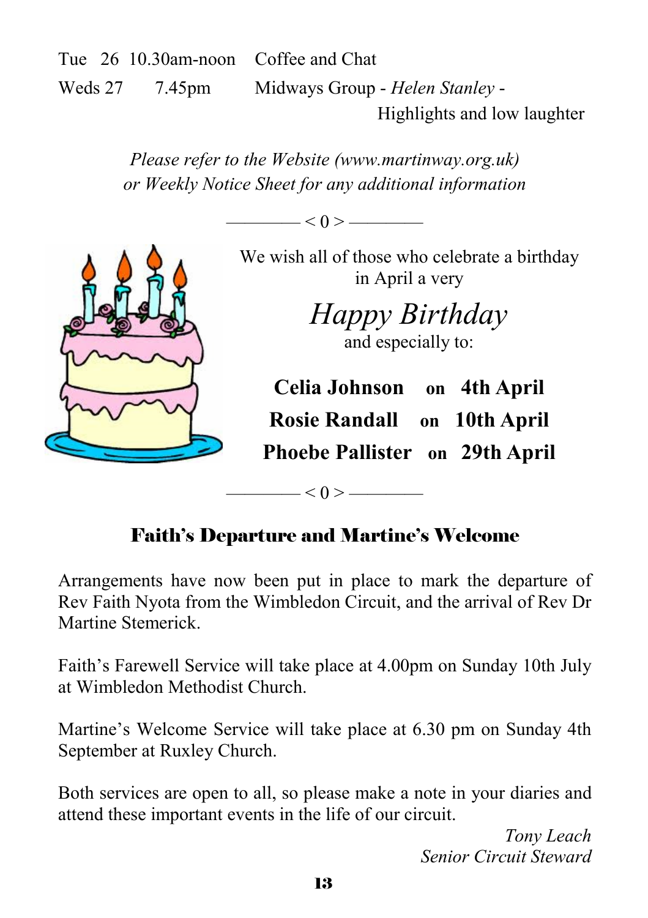Tue 26 10.30am-noon Coffee and Chat

Weds 27 7.45pm Midways Group - *Helen Stanley* - Highlights and low laughter

*Please refer to the Website (www.martinway.org.uk) or Weekly Notice Sheet for any additional information*

———— < 0 > ————

We wish all of those who celebrate a birthday in April a very

*Happy Birthday*

and especially to:

**Celia Johnson on 4th April**
**Rosie Randall on 10th April**
**Phoebe Pallister on 29th April**

———— < 0 > ————

## Faith's Departure and Martine's Welcome

Arrangements have now been put in place to mark the departure of Rev Faith Nyota from the Wimbledon Circuit, and the arrival of Rev Dr Martine Stemerick.

Faith's Farewell Service will take place at 4.00pm on Sunday 10th July at Wimbledon Methodist Church.

Martine's Welcome Service will take place at 6.30 pm on Sunday 4th September at Ruxley Church.

Both services are open to all, so please make a note in your diaries and attend these important events in the life of our circuit.

*Tony Leach*
*Senior Circuit Steward*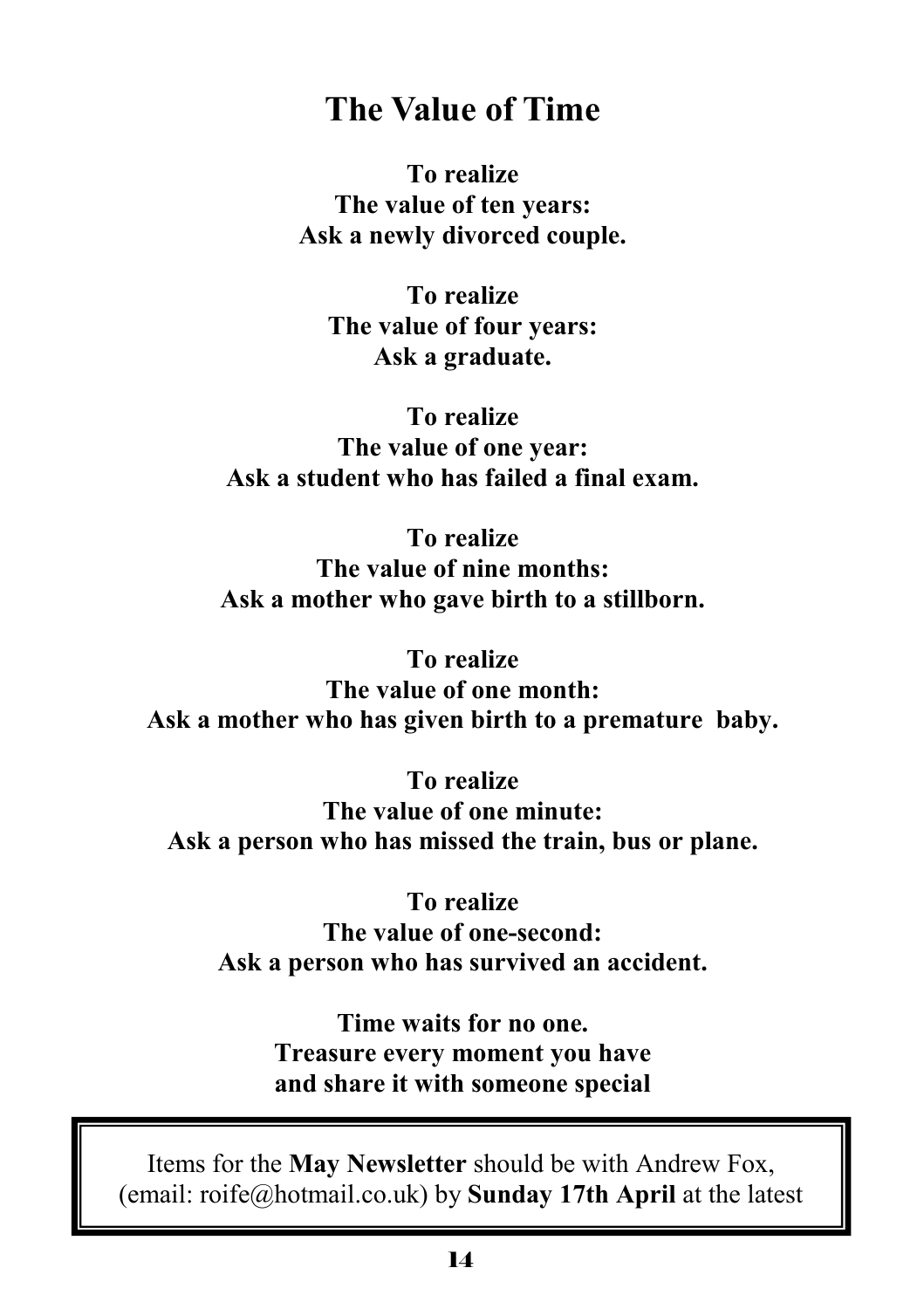# The Value of Time

**To realize**
**The value of ten years:**
**Ask a newly divorced couple.**

**To realize**
**The value of four years:**
**Ask a graduate.**

**To realize**
**The value of one year:**
**Ask a student who has failed a final exam.**

**To realize**
**The value of nine months:**
**Ask a mother who gave birth to a stillborn.**

**To realize**
**The value of one month:**
**Ask a mother who has given birth to a premature baby.**

**To realize**
**The value of one minute:**
**Ask a person who has missed the train, bus or plane.**

**To realize**
**The value of one-second:**
**Ask a person who has survived an accident.**

**Time waits for no one.**
**Treasure every moment you have**
**and share it with someone special**

Items for the **May Newsletter** should be with Andrew Fox, (email: roife@hotmail.co.uk) by **Sunday 17th April** at the latest